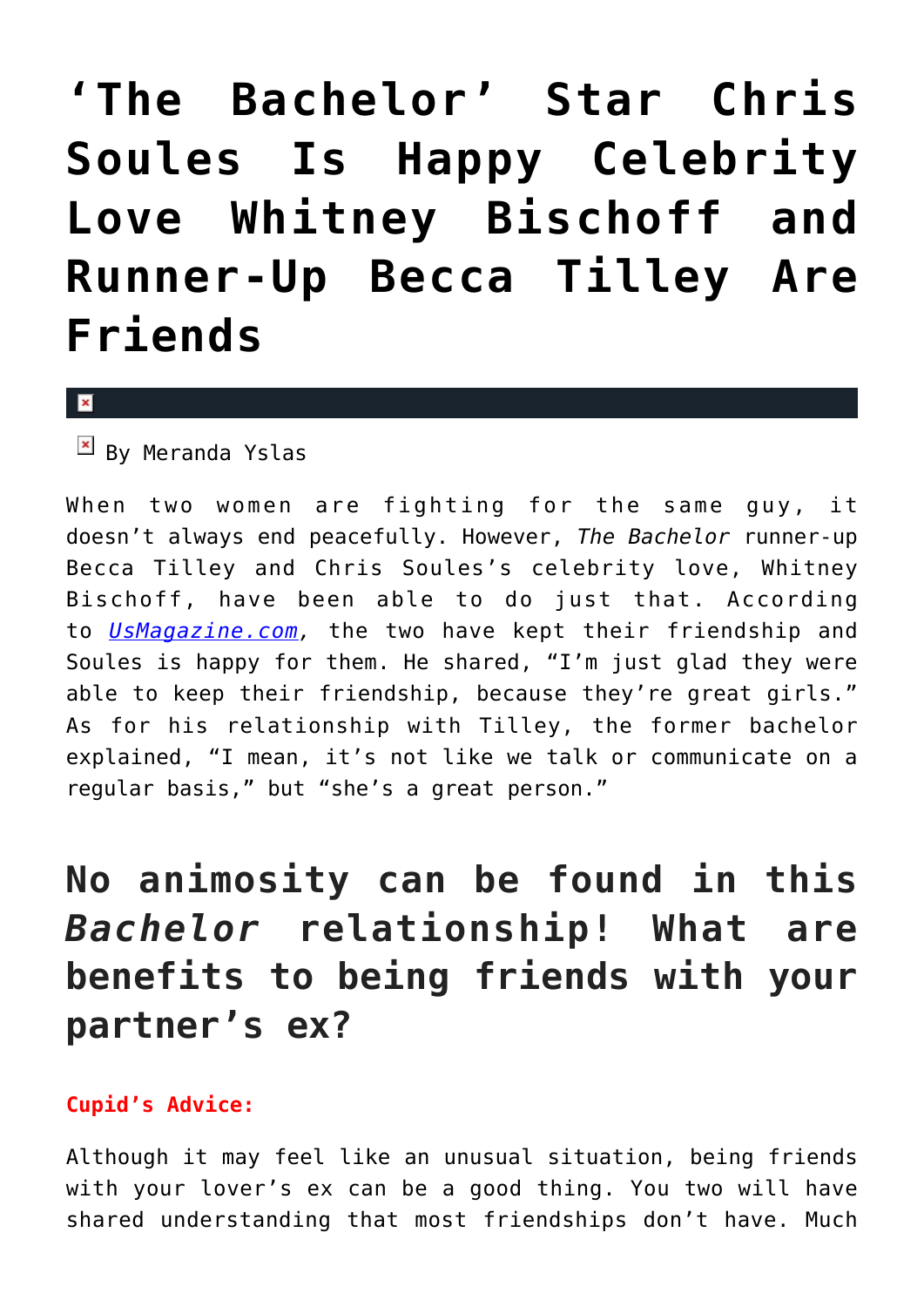# ‘The Bachelor’ Star Chris Soules Is Happy Celebrity Love Whitney Bischoff and Runner-Up Becca Tilley Are Friends

By Meranda Yslas

When two women are fighting for the same guy, it doesn’t always end peacefully. However, *The Bachelor* runner-up Becca Tilley and Chris Soules’s celebrity love, Whitney Bischoff, have been able to do just that. According to [UsMagazine.com](UsMagazine.com), the two have kept their friendship and Soules is happy for them. He shared, “I’m just glad they were able to keep their friendship, because they’re great girls.” As for his relationship with Tilley, the former bachelor explained, “I mean, it’s not like we talk or communicate on a regular basis,” but “she’s a great person.”

## No animosity can be found in this *Bachelor* relationship! What are benefits to being friends with your partner’s ex?

**Cupid’s Advice:**

Although it may feel like an unusual situation, being friends with your lover’s ex can be a good thing. You two will have shared understanding that most friendships don’t have. Much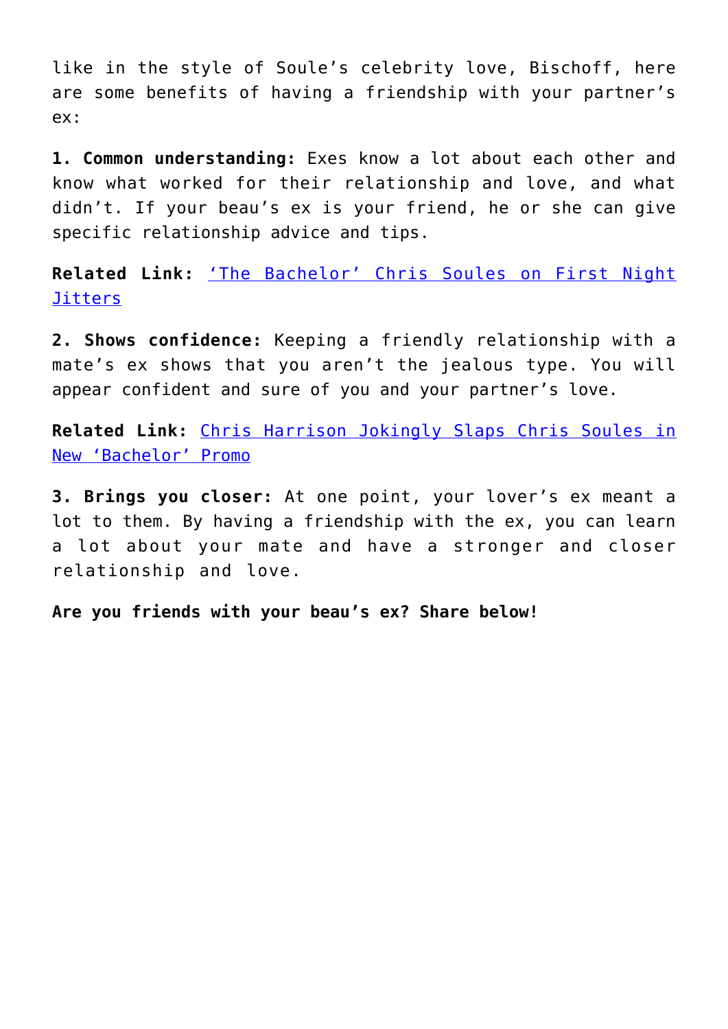like in the style of Soule's celebrity love, Bischoff, here are some benefits of having a friendship with your partner's ex:

**1. Common understanding:** Exes know a lot about each other and know what worked for their relationship and love, and what didn't. If your beau's ex is your friend, he or she can give specific relationship advice and tips.

**Related Link:** ['The Bachelor' Chris Soules on First Night Jitters]()

**2. Shows confidence:** Keeping a friendly relationship with a mate's ex shows that you aren't the jealous type. You will appear confident and sure of you and your partner's love.

**Related Link:** [Chris Harrison Jokingly Slaps Chris Soules in New 'Bachelor' Promo]()

**3. Brings you closer:** At one point, your lover's ex meant a lot to them. By having a friendship with the ex, you can learn a lot about your mate and have a stronger and closer relationship and love.

**Are you friends with your beau's ex? Share below!**